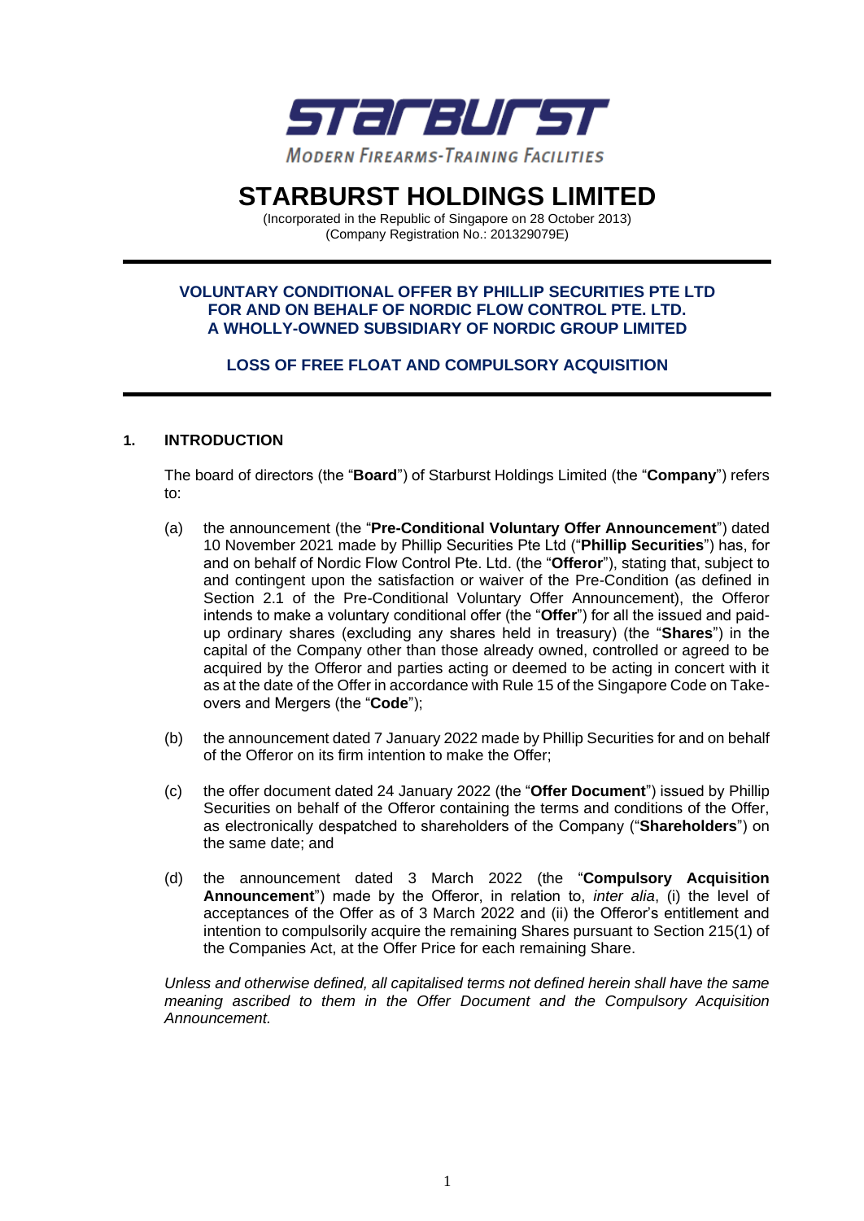# STARBURST HOLDINGS LIMITED

(Incorporated in the Republic of Singapore on 28 October 2013)
(Company Registration No.: 201329079E)

---

**VOLUNTARY CONDITIONAL OFFER BY PHILLIP SECURITIES PTE LTD FOR AND ON BEHALF OF NORDIC FLOW CONTROL PTE. LTD. A WHOLLY-OWNED SUBSIDIARY OF NORDIC GROUP LIMITED**

**LOSS OF FREE FLOAT AND COMPULSORY ACQUISITION**

---

## 1. INTRODUCTION

The board of directors (the "**Board**") of Starburst Holdings Limited (the "**Company**") refers to:

(a) the announcement (the "**Pre-Conditional Voluntary Offer Announcement**") dated 10 November 2021 made by Phillip Securities Pte Ltd ("**Phillip Securities**") has, for and on behalf of Nordic Flow Control Pte. Ltd. (the "**Offeror**"), stating that, subject to and contingent upon the satisfaction or waiver of the Pre-Condition (as defined in Section 2.1 of the Pre-Conditional Voluntary Offer Announcement), the Offeror intends to make a voluntary conditional offer (the "**Offer**") for all the issued and paid-up ordinary shares (excluding any shares held in treasury) (the "**Shares**") in the capital of the Company other than those already owned, controlled or agreed to be acquired by the Offeror and parties acting or deemed to be acting in concert with it as at the date of the Offer in accordance with Rule 15 of the Singapore Code on Take-overs and Mergers (the "**Code**");

(b) the announcement dated 7 January 2022 made by Phillip Securities for and on behalf of the Offeror on its firm intention to make the Offer;

(c) the offer document dated 24 January 2022 (the "**Offer Document**") issued by Phillip Securities on behalf of the Offeror containing the terms and conditions of the Offer, as electronically despatched to shareholders of the Company ("**Shareholders**") on the same date; and

(d) the announcement dated 3 March 2022 (the "**Compulsory Acquisition Announcement**") made by the Offeror, in relation to, *inter alia*, (i) the level of acceptances of the Offer as of 3 March 2022 and (ii) the Offeror's entitlement and intention to compulsorily acquire the remaining Shares pursuant to Section 215(1) of the Companies Act, at the Offer Price for each remaining Share.

*Unless and otherwise defined, all capitalised terms not defined herein shall have the same meaning ascribed to them in the Offer Document and the Compulsory Acquisition Announcement.*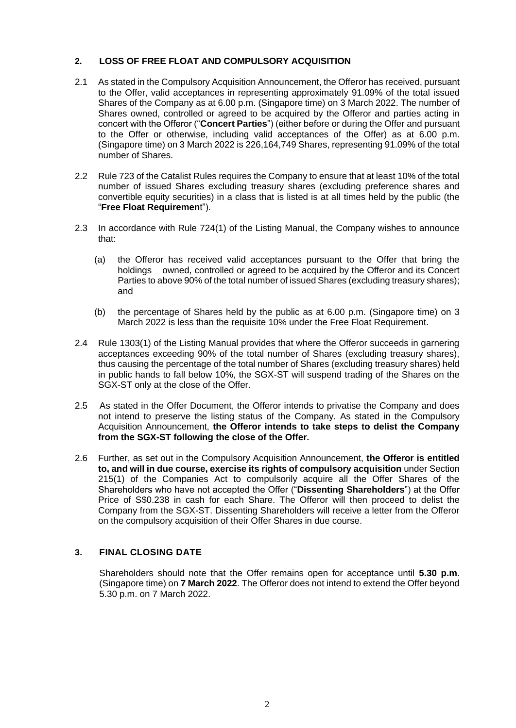## 2. LOSS OF FREE FLOAT AND COMPULSORY ACQUISITION

2.1 As stated in the Compulsory Acquisition Announcement, the Offeror has received, pursuant to the Offer, valid acceptances in representing approximately 91.09% of the total issued Shares of the Company as at 6.00 p.m. (Singapore time) on 3 March 2022. The number of Shares owned, controlled or agreed to be acquired by the Offeror and parties acting in concert with the Offeror ("**Concert Parties**") (either before or during the Offer and pursuant to the Offer or otherwise, including valid acceptances of the Offer) as at 6.00 p.m. (Singapore time) on 3 March 2022 is 226,164,749 Shares, representing 91.09% of the total number of Shares.

2.2 Rule 723 of the Catalist Rules requires the Company to ensure that at least 10% of the total number of issued Shares excluding treasury shares (excluding preference shares and convertible equity securities) in a class that is listed is at all times held by the public (the "**Free Float Requiremen**t").

2.3 In accordance with Rule 724(1) of the Listing Manual, the Company wishes to announce that:

(a) the Offeror has received valid acceptances pursuant to the Offer that bring the holdings owned, controlled or agreed to be acquired by the Offeror and its Concert Parties to above 90% of the total number of issued Shares (excluding treasury shares); and

(b) the percentage of Shares held by the public as at 6.00 p.m. (Singapore time) on 3 March 2022 is less than the requisite 10% under the Free Float Requirement.

2.4 Rule 1303(1) of the Listing Manual provides that where the Offeror succeeds in garnering acceptances exceeding 90% of the total number of Shares (excluding treasury shares), thus causing the percentage of the total number of Shares (excluding treasury shares) held in public hands to fall below 10%, the SGX-ST will suspend trading of the Shares on the SGX-ST only at the close of the Offer.

2.5 As stated in the Offer Document, the Offeror intends to privatise the Company and does not intend to preserve the listing status of the Company. As stated in the Compulsory Acquisition Announcement, **the Offeror intends to take steps to delist the Company from the SGX-ST following the close of the Offer.**

2.6 Further, as set out in the Compulsory Acquisition Announcement, **the Offeror is entitled to, and will in due course, exercise its rights of compulsory acquisition** under Section 215(1) of the Companies Act to compulsorily acquire all the Offer Shares of the Shareholders who have not accepted the Offer ("**Dissenting Shareholders**") at the Offer Price of S$0.238 in cash for each Share. The Offeror will then proceed to delist the Company from the SGX-ST. Dissenting Shareholders will receive a letter from the Offeror on the compulsory acquisition of their Offer Shares in due course.

## 3. FINAL CLOSING DATE

Shareholders should note that the Offer remains open for acceptance until **5.30 p.m**. (Singapore time) on **7 March 2022**. The Offeror does not intend to extend the Offer beyond 5.30 p.m. on 7 March 2022.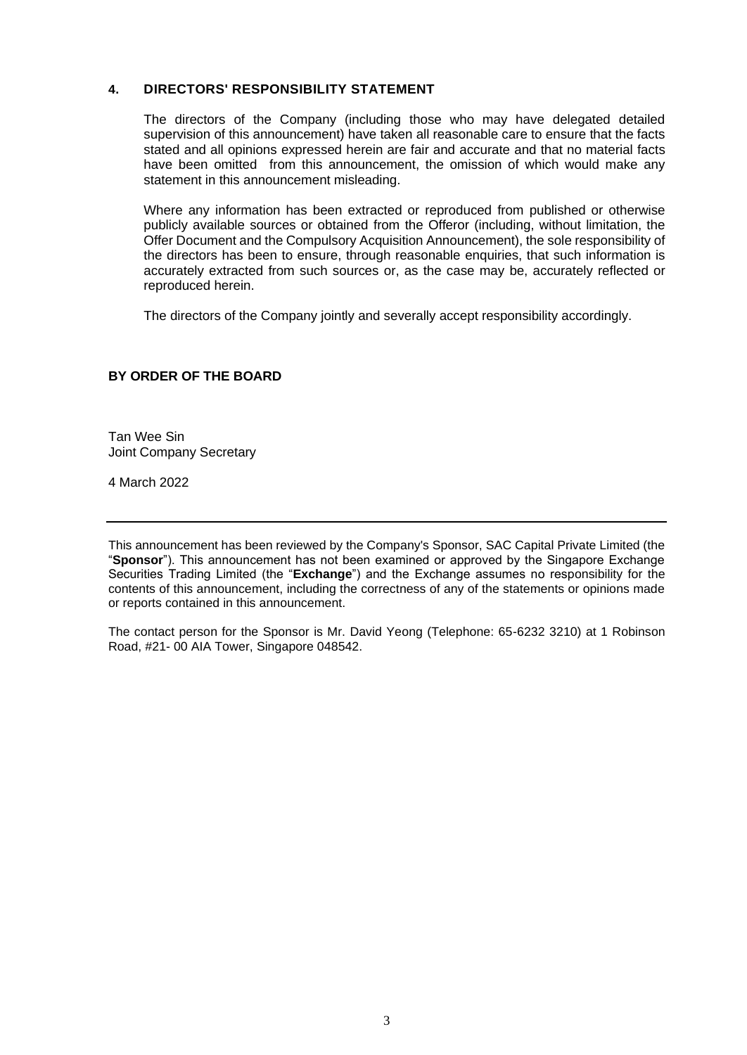## 4. DIRECTORS' RESPONSIBILITY STATEMENT

The directors of the Company (including those who may have delegated detailed supervision of this announcement) have taken all reasonable care to ensure that the facts stated and all opinions expressed herein are fair and accurate and that no material facts have been omitted from this announcement, the omission of which would make any statement in this announcement misleading.

Where any information has been extracted or reproduced from published or otherwise publicly available sources or obtained from the Offeror (including, without limitation, the Offer Document and the Compulsory Acquisition Announcement), the sole responsibility of the directors has been to ensure, through reasonable enquiries, that such information is accurately extracted from such sources or, as the case may be, accurately reflected or reproduced herein.

The directors of the Company jointly and severally accept responsibility accordingly.

**BY ORDER OF THE BOARD**

Tan Wee Sin
Joint Company Secretary

4 March 2022

---

This announcement has been reviewed by the Company's Sponsor, SAC Capital Private Limited (the "**Sponsor**"). This announcement has not been examined or approved by the Singapore Exchange Securities Trading Limited (the "**Exchange**") and the Exchange assumes no responsibility for the contents of this announcement, including the correctness of any of the statements or opinions made or reports contained in this announcement.

The contact person for the Sponsor is Mr. David Yeong (Telephone: 65-6232 3210) at 1 Robinson Road, #21- 00 AIA Tower, Singapore 048542.